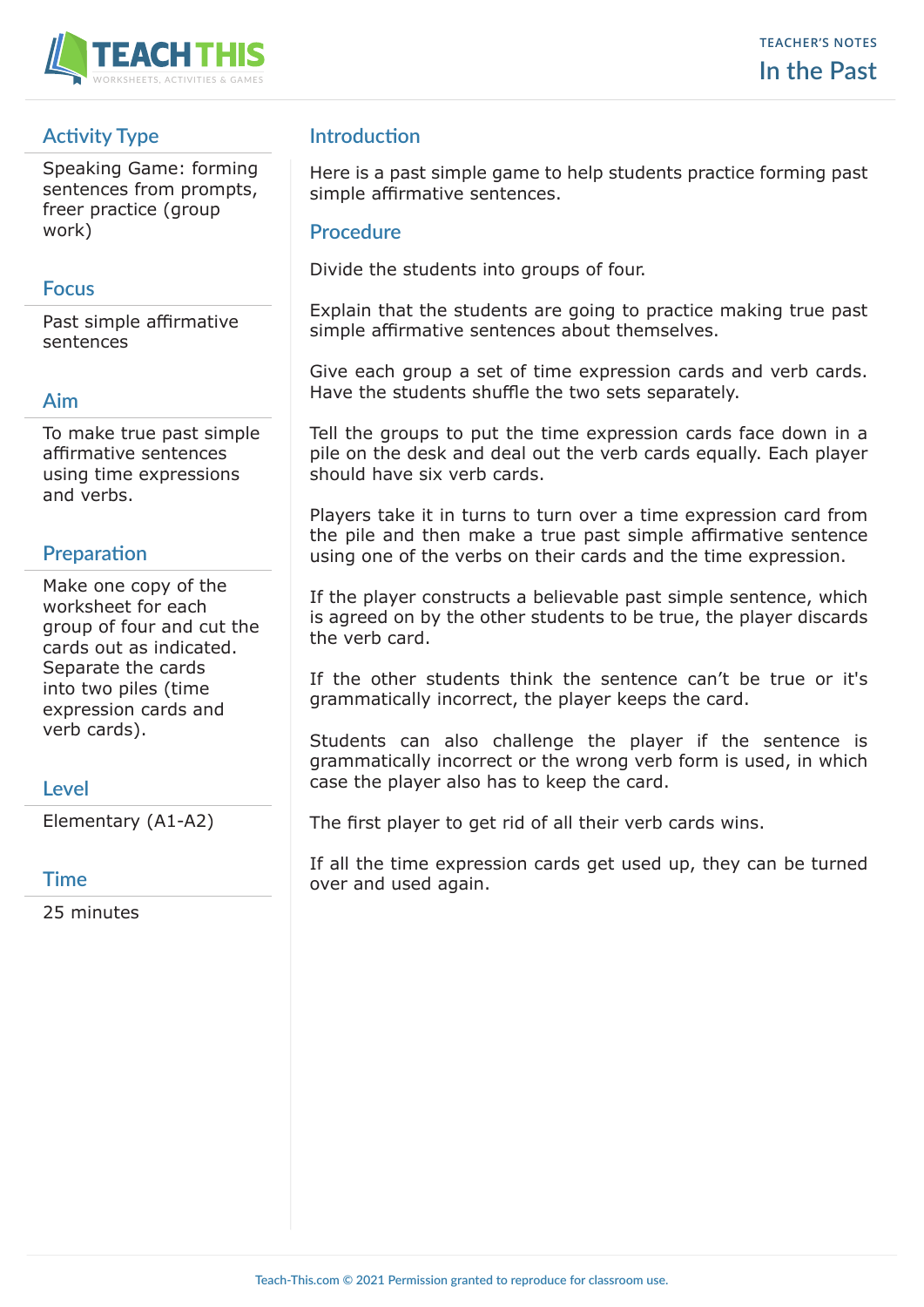TEACHER'S NOTES

# In the Past

## Activity Type

Speaking Game: forming sentences from prompts, freer practice (group work)

## Focus

Past simple affirmative sentences

## Aim

To make true past simple affirmative sentences using time expressions and verbs.

## Preparation

Make one copy of the worksheet for each group of four and cut the cards out as indicated. Separate the cards into two piles (time expression cards and verb cards).

## Level

Elementary (A1-A2)

## Time

25 minutes

## Introduction

Here is a past simple game to help students practice forming past simple affirmative sentences.

## Procedure

Divide the students into groups of four.

Explain that the students are going to practice making true past simple affirmative sentences about themselves.

Give each group a set of time expression cards and verb cards. Have the students shuffle the two sets separately.

Tell the groups to put the time expression cards face down in a pile on the desk and deal out the verb cards equally. Each player should have six verb cards.

Players take it in turns to turn over a time expression card from the pile and then make a true past simple affirmative sentence using one of the verbs on their cards and the time expression.

If the player constructs a believable past simple sentence, which is agreed on by the other students to be true, the player discards the verb card.

If the other students think the sentence can't be true or it's grammatically incorrect, the player keeps the card.

Students can also challenge the player if the sentence is grammatically incorrect or the wrong verb form is used, in which case the player also has to keep the card.

The first player to get rid of all their verb cards wins.

If all the time expression cards get used up, they can be turned over and used again.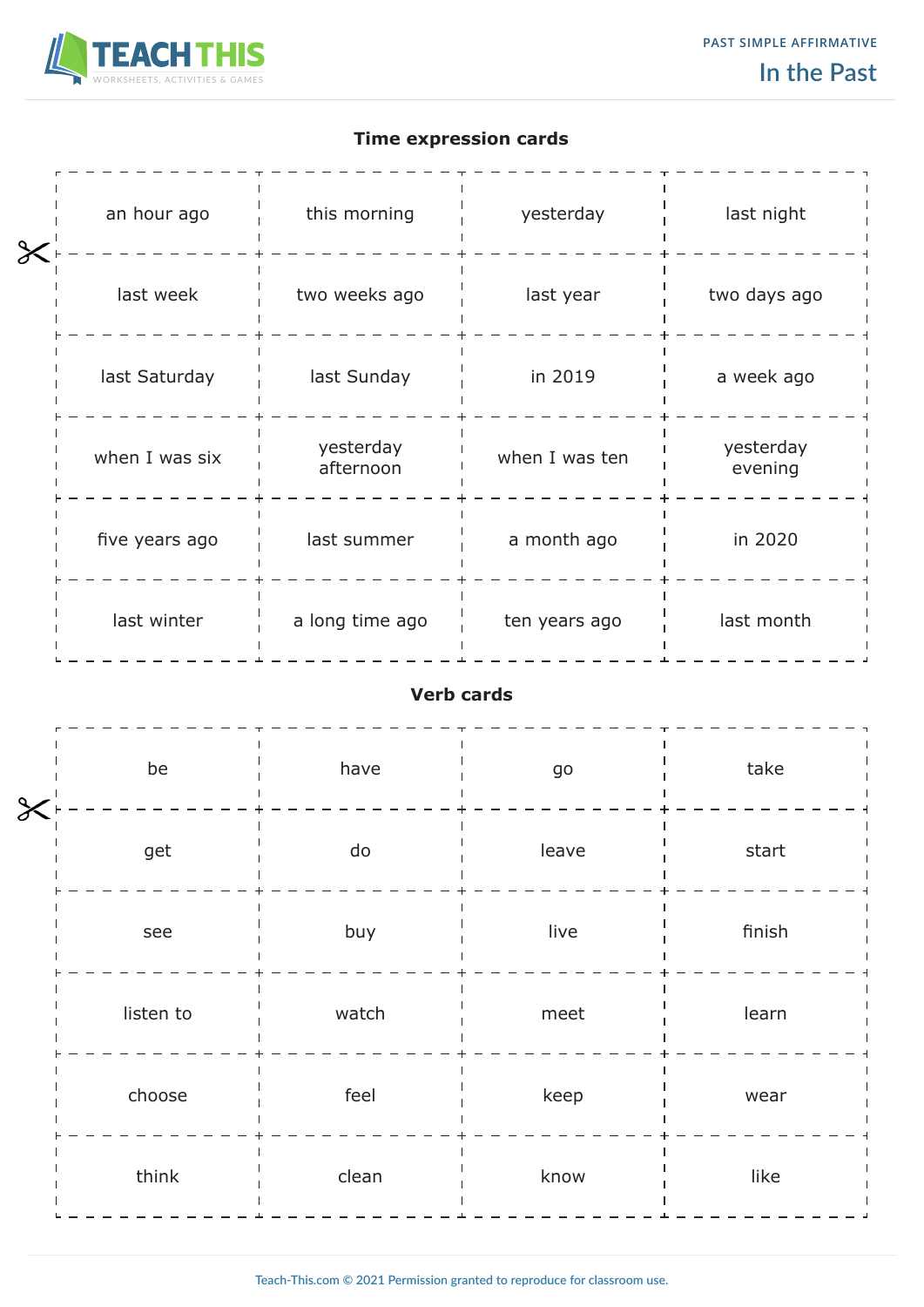## Time expression cards

| | | | |
|---|---|---|---|
| an hour ago | this morning | yesterday | last night |
| last week | two weeks ago | last year | two days ago |
| last Saturday | last Sunday | in 2019 | a week ago |
| when I was six | yesterday afternoon | when I was ten | yesterday evening |
| five years ago | last summer | a month ago | in 2020 |
| last winter | a long time ago | ten years ago | last month |

## Verb cards

| | | | |
|---|---|---|---|
| be | have | go | take |
| get | do | leave | start |
| see | buy | live | finish |
| listen to | watch | meet | learn |
| choose | feel | keep | wear |
| think | clean | know | like |

Teach-This.com © 2021 Permission granted to reproduce for classroom use.